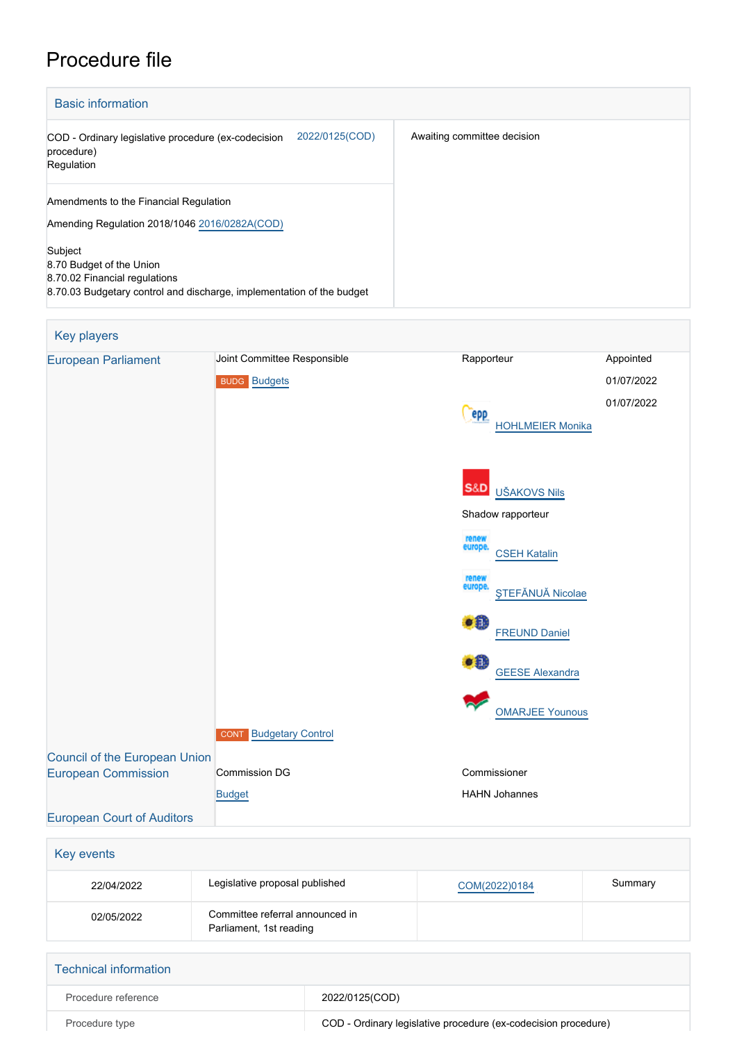# Procedure file

## Basic information

| | | |
|---|---|---|
| COD - Ordinary legislative procedure (ex-codecision procedure) Regulation | 2022/0125(COD) | Awaiting committee decision |
| Amendments to the Financial Regulation<br>Amending Regulation 2018/1046 2016/0282A(COD)<br><br>Subject<br>8.70 Budget of the Union<br>8.70.02 Financial regulations<br>8.70.03 Budgetary control and discharge, implementation of the budget | | |

## Key players

| | | | |
|---|---|---|---|
| European Parliament | Joint Committee Responsible | Rapporteur | Appointed |
| | BUDG Budgets | | 01/07/2022 |
| | | HOHLMEIER Monika | 01/07/2022 |
| | | UŠAKOVS Nils | |
| | | Shadow rapporteur | |
| | | CSEH Katalin | |
| | | ŞTEFĂNUĂ Nicolae | |
| | | FREUND Daniel | |
| | | GEESE Alexandra | |
| | | OMARJEE Younous | |
| | CONT Budgetary Control | | |
| Council of the European Union | | | |
| European Commission | Commission DG | Commissioner | |
| | Budget | HAHN Johannes | |
| European Court of Auditors | | | |

## Key events

| | | | |
|---|---|---|---|
| 22/04/2022 | Legislative proposal published | COM(2022)0184 | Summary |
| 02/05/2022 | Committee referral announced in Parliament, 1st reading | | |

## Technical information

| | |
|---|---|
| Procedure reference | 2022/0125(COD) |
| Procedure type | COD - Ordinary legislative procedure (ex-codecision procedure) |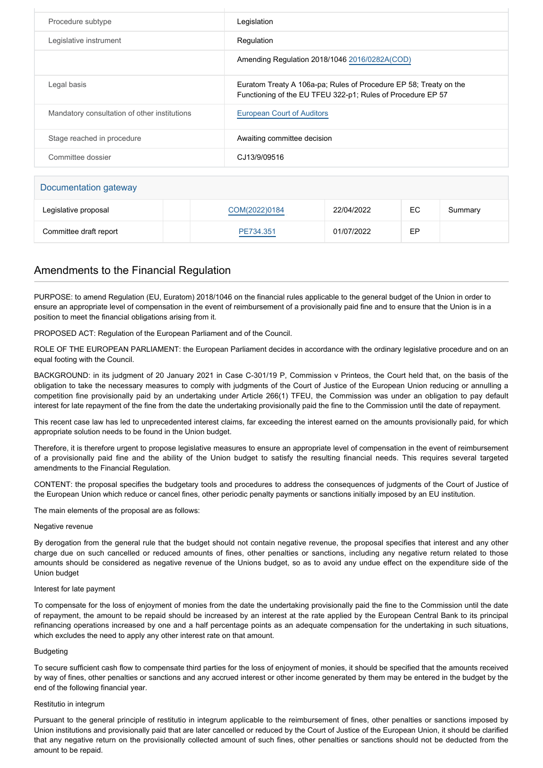| | |
|---|---|
| Procedure subtype | Legislation |
| Legislative instrument | Regulation |
| | Amending Regulation 2018/1046 2016/0282A(COD) |
| Legal basis | Euratom Treaty A 106a-pa; Rules of Procedure EP 58; Treaty on the Functioning of the EU TFEU 322-p1; Rules of Procedure EP 57 |
| Mandatory consultation of other institutions | European Court of Auditors |
| Stage reached in procedure | Awaiting committee decision |
| Committee dossier | CJ13/9/09516 |

## Documentation gateway

| | | | | | |
|---|---|---|---|---|---|
| Legislative proposal | | COM(2022)0184 | 22/04/2022 | EC | Summary |
| Committee draft report | | PE734.351 | 01/07/2022 | EP | |

## Amendments to the Financial Regulation

PURPOSE: to amend Regulation (EU, Euratom) 2018/1046 on the financial rules applicable to the general budget of the Union in order to ensure an appropriate level of compensation in the event of reimbursement of a provisionally paid fine and to ensure that the Union is in a position to meet the financial obligations arising from it.

PROPOSED ACT: Regulation of the European Parliament and of the Council.

ROLE OF THE EUROPEAN PARLIAMENT: the European Parliament decides in accordance with the ordinary legislative procedure and on an equal footing with the Council.

BACKGROUND: in its judgment of 20 January 2021 in Case C-301/19 P, Commission v Printeos, the Court held that, on the basis of the obligation to take the necessary measures to comply with judgments of the Court of Justice of the European Union reducing or annulling a competition fine provisionally paid by an undertaking under Article 266(1) TFEU, the Commission was under an obligation to pay default interest for late repayment of the fine from the date the undertaking provisionally paid the fine to the Commission until the date of repayment.

This recent case law has led to unprecedented interest claims, far exceeding the interest earned on the amounts provisionally paid, for which appropriate solution needs to be found in the Union budget.

Therefore, it is therefore urgent to propose legislative measures to ensure an appropriate level of compensation in the event of reimbursement of a provisionally paid fine and the ability of the Union budget to satisfy the resulting financial needs. This requires several targeted amendments to the Financial Regulation.

CONTENT: the proposal specifies the budgetary tools and procedures to address the consequences of judgments of the Court of Justice of the European Union which reduce or cancel fines, other periodic penalty payments or sanctions initially imposed by an EU institution.

The main elements of the proposal are as follows:

Negative revenue

By derogation from the general rule that the budget should not contain negative revenue, the proposal specifies that interest and any other charge due on such cancelled or reduced amounts of fines, other penalties or sanctions, including any negative return related to those amounts should be considered as negative revenue of the Unions budget, so as to avoid any undue effect on the expenditure side of the Union budget

Interest for late payment

To compensate for the loss of enjoyment of monies from the date the undertaking provisionally paid the fine to the Commission until the date of repayment, the amount to be repaid should be increased by an interest at the rate applied by the European Central Bank to its principal refinancing operations increased by one and a half percentage points as an adequate compensation for the undertaking in such situations, which excludes the need to apply any other interest rate on that amount.

Budgeting

To secure sufficient cash flow to compensate third parties for the loss of enjoyment of monies, it should be specified that the amounts received by way of fines, other penalties or sanctions and any accrued interest or other income generated by them may be entered in the budget by the end of the following financial year.

Restitutio in integrum

Pursuant to the general principle of restitutio in integrum applicable to the reimbursement of fines, other penalties or sanctions imposed by Union institutions and provisionally paid that are later cancelled or reduced by the Court of Justice of the European Union, it should be clarified that any negative return on the provisionally collected amount of such fines, other penalties or sanctions should not be deducted from the amount to be repaid.